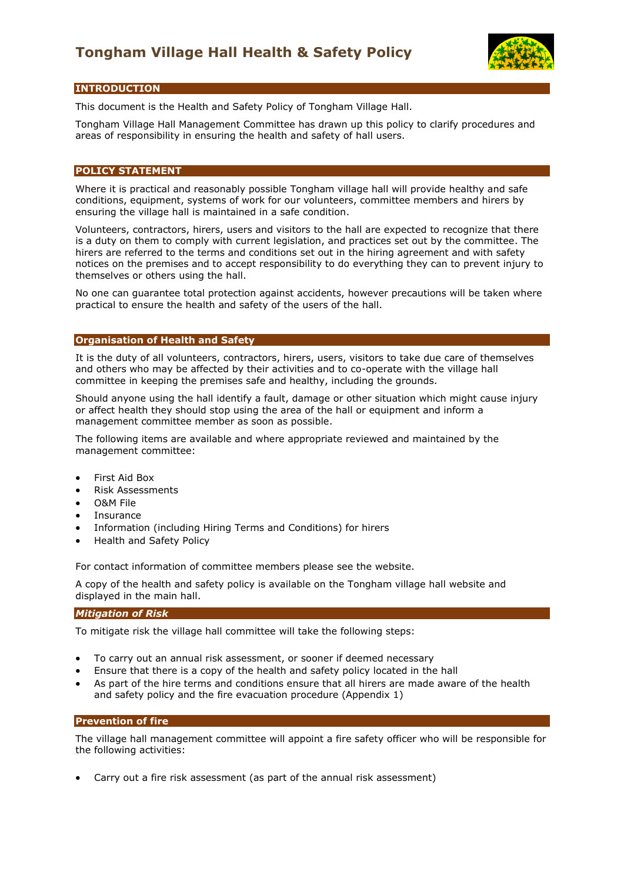# Tongham Village Hall Health & Safety Policy

## INTRODUCTION

This document is the Health and Safety Policy of Tongham Village Hall.

Tongham Village Hall Management Committee has drawn up this policy to clarify procedures and areas of responsibility in ensuring the health and safety of hall users.

## POLICY STATEMENT

Where it is practical and reasonably possible Tongham village hall will provide healthy and safe conditions, equipment, systems of work for our volunteers, committee members and hirers by ensuring the village hall is maintained in a safe condition.

Volunteers, contractors, hirers, users and visitors to the hall are expected to recognize that there is a duty on them to comply with current legislation, and practices set out by the committee. The hirers are referred to the terms and conditions set out in the hiring agreement and with safety notices on the premises and to accept responsibility to do everything they can to prevent injury to themselves or others using the hall.

No one can guarantee total protection against accidents, however precautions will be taken where practical to ensure the health and safety of the users of the hall.

## Organisation of Health and Safety

It is the duty of all volunteers, contractors, hirers, users, visitors to take due care of themselves and others who may be affected by their activities and to co-operate with the village hall committee in keeping the premises safe and healthy, including the grounds.

Should anyone using the hall identify a fault, damage or other situation which might cause injury or affect health they should stop using the area of the hall or equipment and inform a management committee member as soon as possible.

The following items are available and where appropriate reviewed and maintained by the management committee:

- First Aid Box
- Risk Assessments
- O&M File
- Insurance
- Information (including Hiring Terms and Conditions) for hirers
- Health and Safety Policy

For contact information of committee members please see the website.

A copy of the health and safety policy is available on the Tongham village hall website and displayed in the main hall.

### *Mitigation of Risk*

To mitigate risk the village hall committee will take the following steps:

- To carry out an annual risk assessment, or sooner if deemed necessary
- Ensure that there is a copy of the health and safety policy located in the hall
- As part of the hire terms and conditions ensure that all hirers are made aware of the health and safety policy and the fire evacuation procedure (Appendix 1)

## Prevention of fire

The village hall management committee will appoint a fire safety officer who will be responsible for the following activities:

- Carry out a fire risk assessment (as part of the annual risk assessment)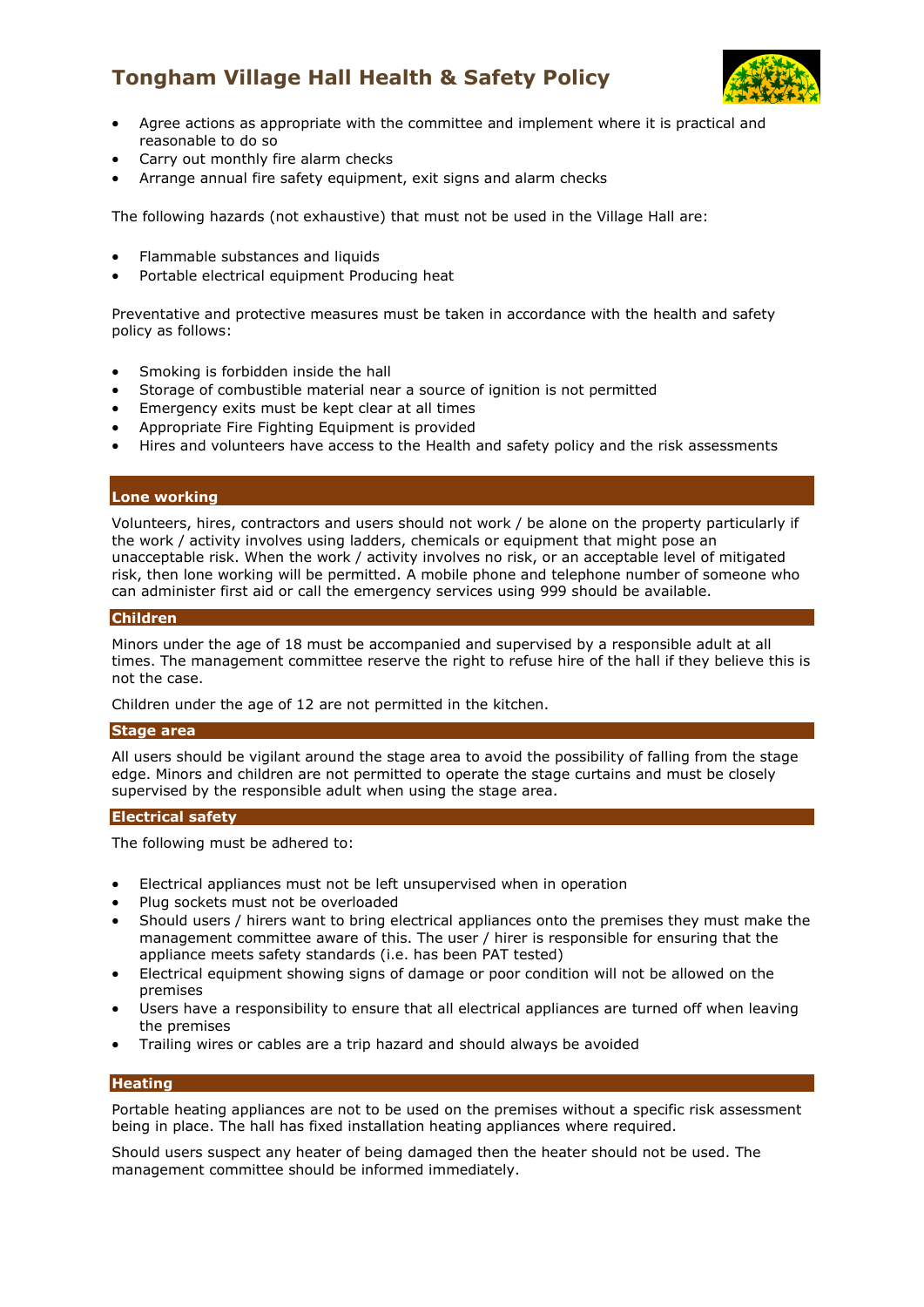- Agree actions as appropriate with the committee and implement where it is practical and reasonable to do so
- Carry out monthly fire alarm checks
- Arrange annual fire safety equipment, exit signs and alarm checks

The following hazards (not exhaustive) that must not be used in the Village Hall are:

- Flammable substances and liquids
- Portable electrical equipment Producing heat

Preventative and protective measures must be taken in accordance with the health and safety policy as follows:

- Smoking is forbidden inside the hall
- Storage of combustible material near a source of ignition is not permitted
- Emergency exits must be kept clear at all times
- Appropriate Fire Fighting Equipment is provided
- Hires and volunteers have access to the Health and safety policy and the risk assessments

## Lone working

Volunteers, hires, contractors and users should not work / be alone on the property particularly if the work / activity involves using ladders, chemicals or equipment that might pose an unacceptable risk. When the work / activity involves no risk, or an acceptable level of mitigated risk, then lone working will be permitted. A mobile phone and telephone number of someone who can administer first aid or call the emergency services using 999 should be available.

## Children

Minors under the age of 18 must be accompanied and supervised by a responsible adult at all times. The management committee reserve the right to refuse hire of the hall if they believe this is not the case.

Children under the age of 12 are not permitted in the kitchen.

## Stage area

All users should be vigilant around the stage area to avoid the possibility of falling from the stage edge. Minors and children are not permitted to operate the stage curtains and must be closely supervised by the responsible adult when using the stage area.

## Electrical safety

The following must be adhered to:

- Electrical appliances must not be left unsupervised when in operation
- Plug sockets must not be overloaded
- Should users / hirers want to bring electrical appliances onto the premises they must make the management committee aware of this. The user / hirer is responsible for ensuring that the appliance meets safety standards (i.e. has been PAT tested)
- Electrical equipment showing signs of damage or poor condition will not be allowed on the premises
- Users have a responsibility to ensure that all electrical appliances are turned off when leaving the premises
- Trailing wires or cables are a trip hazard and should always be avoided

## Heating

Portable heating appliances are not to be used on the premises without a specific risk assessment being in place. The hall has fixed installation heating appliances where required.

Should users suspect any heater of being damaged then the heater should not be used. The management committee should be informed immediately.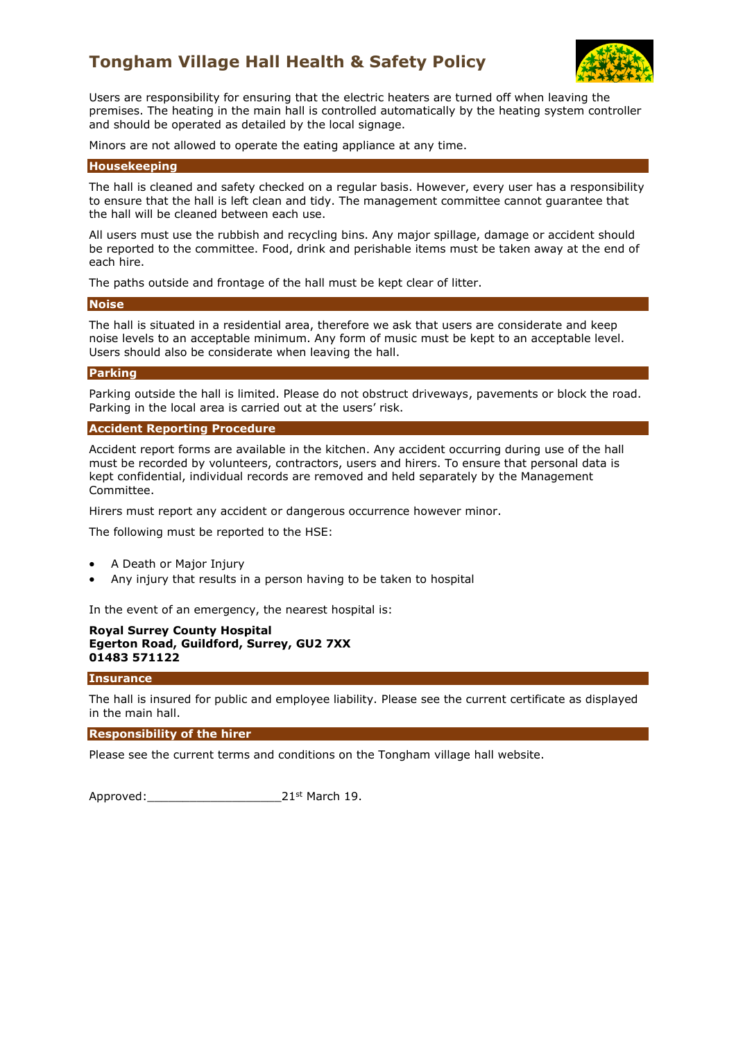# Tongham Village Hall Health & Safety Policy

Users are responsibility for ensuring that the electric heaters are turned off when leaving the premises. The heating in the main hall is controlled automatically by the heating system controller and should be operated as detailed by the local signage.

Minors are not allowed to operate the eating appliance at any time.

## Housekeeping

The hall is cleaned and safety checked on a regular basis. However, every user has a responsibility to ensure that the hall is left clean and tidy. The management committee cannot guarantee that the hall will be cleaned between each use.

All users must use the rubbish and recycling bins. Any major spillage, damage or accident should be reported to the committee. Food, drink and perishable items must be taken away at the end of each hire.

The paths outside and frontage of the hall must be kept clear of litter.

## Noise

The hall is situated in a residential area, therefore we ask that users are considerate and keep noise levels to an acceptable minimum. Any form of music must be kept to an acceptable level. Users should also be considerate when leaving the hall.

## Parking

Parking outside the hall is limited. Please do not obstruct driveways, pavements or block the road. Parking in the local area is carried out at the users' risk.

## Accident Reporting Procedure

Accident report forms are available in the kitchen. Any accident occurring during use of the hall must be recorded by volunteers, contractors, users and hirers. To ensure that personal data is kept confidential, individual records are removed and held separately by the Management Committee.

Hirers must report any accident or dangerous occurrence however minor.

The following must be reported to the HSE:

- A Death or Major Injury
- Any injury that results in a person having to be taken to hospital

In the event of an emergency, the nearest hospital is:

**Royal Surrey County Hospital**
**Egerton Road, Guildford, Surrey, GU2 7XX**
**01483 571122**

## Insurance

The hall is insured for public and employee liability. Please see the current certificate as displayed in the main hall.

## Responsibility of the hirer

Please see the current terms and conditions on the Tongham village hall website.

Approved:___________________21st March 19.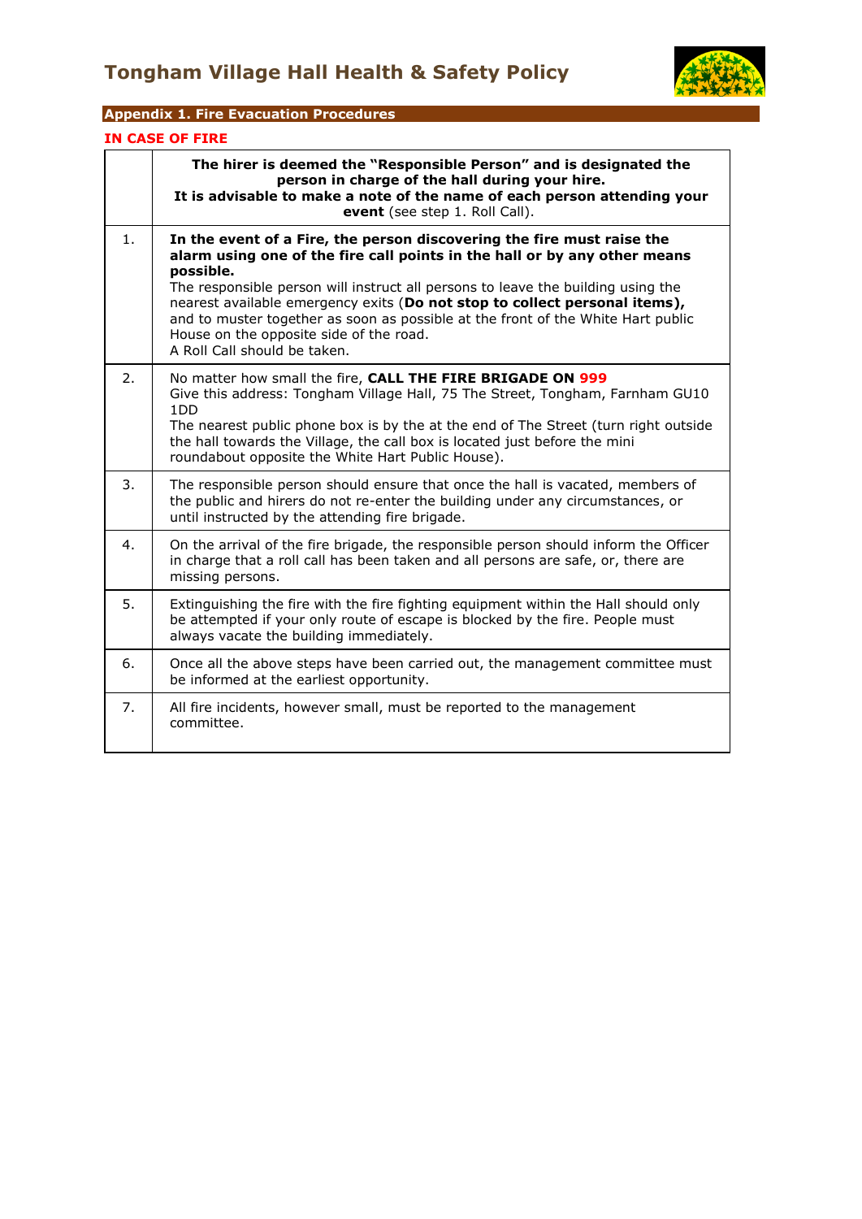# Tongham Village Hall Health & Safety Policy

## Appendix 1. Fire Evacuation Procedures

### IN CASE OF FIRE

| | |
|---|---|
| | **The hirer is deemed the "Responsible Person" and is designated the person in charge of the hall during your hire. It is advisable to make a note of the name of each person attending your event** (see step 1. Roll Call). |
| 1. | **In the event of a Fire, the person discovering the fire must raise the alarm using one of the fire call points in the hall or by any other means possible.** The responsible person will instruct all persons to leave the building using the nearest available emergency exits (**Do not stop to collect personal items),** and to muster together as soon as possible at the front of the White Hart public House on the opposite side of the road. A Roll Call should be taken. |
| 2. | No matter how small the fire, **CALL THE FIRE BRIGADE ON 999** Give this address: Tongham Village Hall, 75 The Street, Tongham, Farnham GU10 1DD The nearest public phone box is by the at the end of The Street (turn right outside the hall towards the Village, the call box is located just before the mini roundabout opposite the White Hart Public House). |
| 3. | The responsible person should ensure that once the hall is vacated, members of the public and hirers do not re-enter the building under any circumstances, or until instructed by the attending fire brigade. |
| 4. | On the arrival of the fire brigade, the responsible person should inform the Officer in charge that a roll call has been taken and all persons are safe, or, there are missing persons. |
| 5. | Extinguishing the fire with the fire fighting equipment within the Hall should only be attempted if your only route of escape is blocked by the fire. People must always vacate the building immediately. |
| 6. | Once all the above steps have been carried out, the management committee must be informed at the earliest opportunity. |
| 7. | All fire incidents, however small, must be reported to the management committee. |